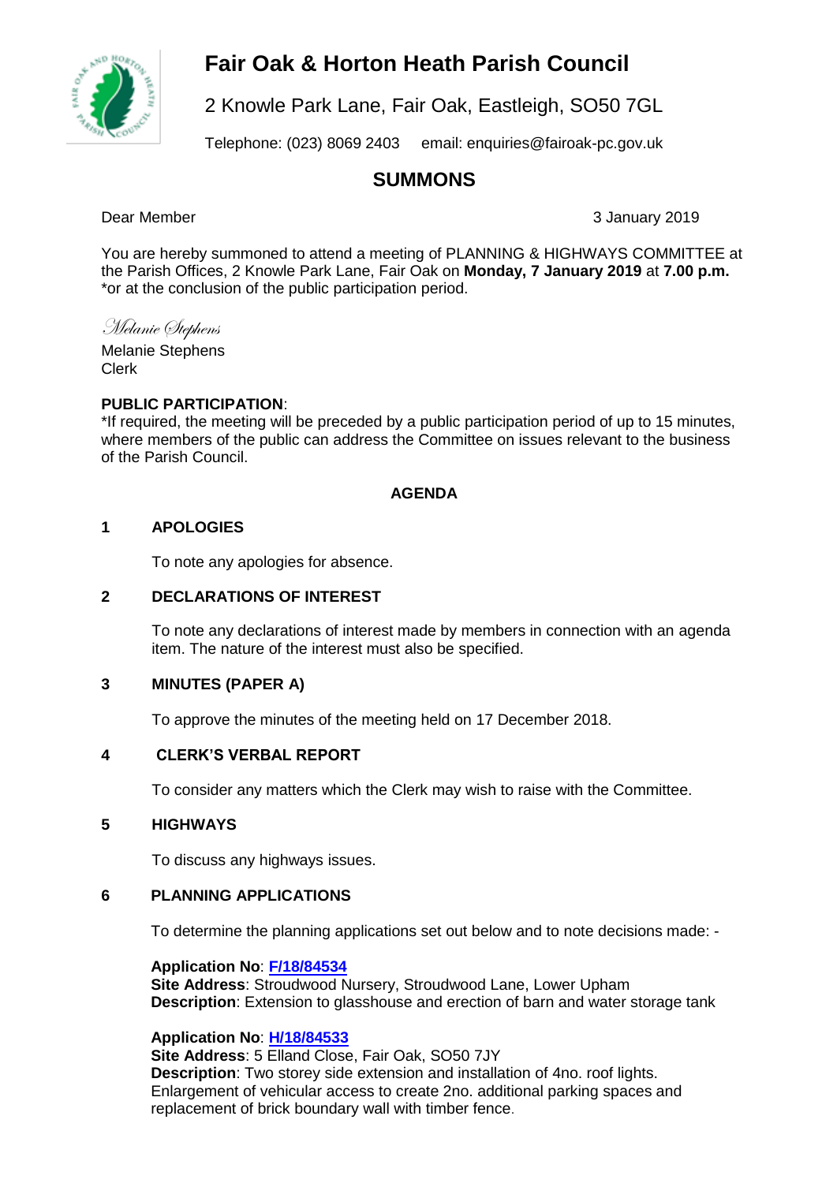# Fair Oak & Horton Heath Parish Council

2 Knowle Park Lane, Fair Oak, Eastleigh, SO50 7GL

Telephone: (023) 8069 2403  email: enquiries@fairoak-pc.gov.uk

## SUMMONS

Dear Member  3 January 2019

You are hereby summoned to attend a meeting of PLANNING & HIGHWAYS COMMITTEE at the Parish Offices, 2 Knowle Park Lane, Fair Oak on **Monday, 7 January 2019** at **7.00 p.m.** *or at the conclusion of the public participation period.

*Melanie Stephens*

Melanie Stephens
Clerk

**PUBLIC PARTICIPATION**:
*If required, the meeting will be preceded by a public participation period of up to 15 minutes, where members of the public can address the Committee on issues relevant to the business of the Parish Council.

### AGENDA

**1 APOLOGIES**

To note any apologies for absence.

**2 DECLARATIONS OF INTEREST**

To note any declarations of interest made by members in connection with an agenda item. The nature of the interest must also be specified.

**3 MINUTES (PAPER A)**

To approve the minutes of the meeting held on 17 December 2018.

**4 CLERK'S VERBAL REPORT**

To consider any matters which the Clerk may wish to raise with the Committee.

**5 HIGHWAYS**

To discuss any highways issues.

**6 PLANNING APPLICATIONS**

To determine the planning applications set out below and to note decisions made: -

**Application No**: F/18/84534
**Site Address**: Stroudwood Nursery, Stroudwood Lane, Lower Upham
**Description**: Extension to glasshouse and erection of barn and water storage tank

**Application No**: H/18/84533
**Site Address**: 5 Elland Close, Fair Oak, SO50 7JY
**Description**: Two storey side extension and installation of 4no. roof lights. Enlargement of vehicular access to create 2no. additional parking spaces and replacement of brick boundary wall with timber fence.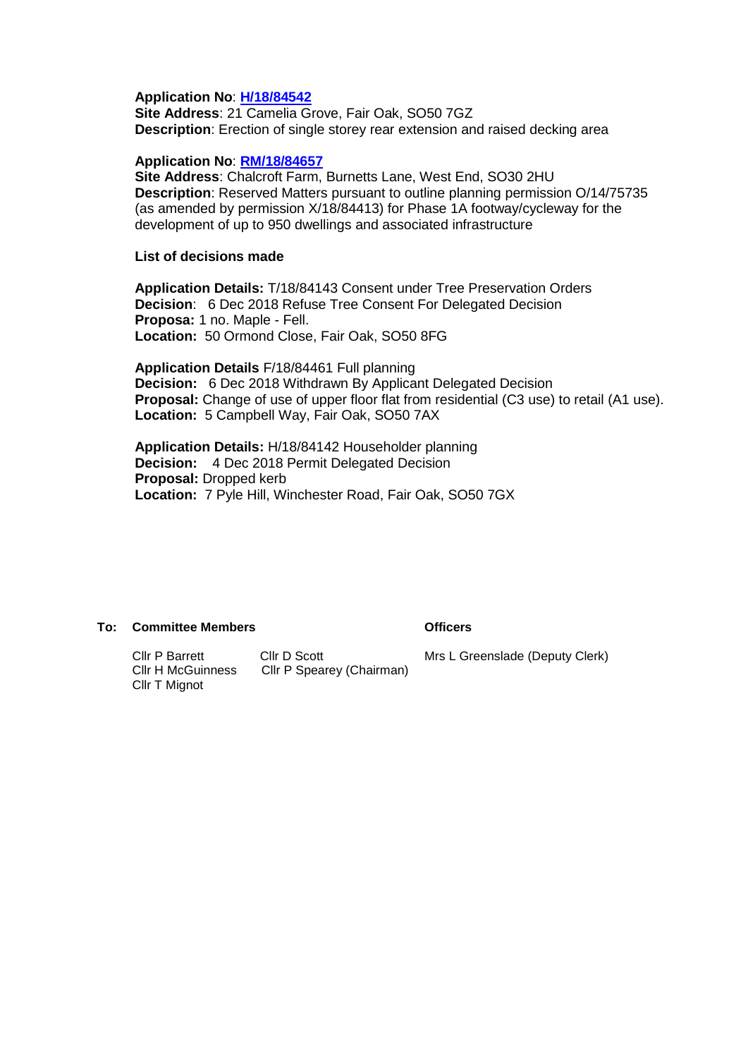**Application No**: H/18/84542
**Site Address**: 21 Camelia Grove, Fair Oak, SO50 7GZ
**Description**: Erection of single storey rear extension and raised decking area

**Application No**: RM/18/84657
**Site Address**: Chalcroft Farm, Burnetts Lane, West End, SO30 2HU
**Description**: Reserved Matters pursuant to outline planning permission O/14/75735 (as amended by permission X/18/84413) for Phase 1A footway/cycleway for the development of up to 950 dwellings and associated infrastructure

**List of decisions made**

**Application Details:** T/18/84143 Consent under Tree Preservation Orders
**Decision**: 6 Dec 2018 Refuse Tree Consent For Delegated Decision
**Proposa:** 1 no. Maple - Fell.
**Location:** 50 Ormond Close, Fair Oak, SO50 8FG

**Application Details** F/18/84461 Full planning
**Decision:** 6 Dec 2018 Withdrawn By Applicant Delegated Decision
**Proposal:** Change of use of upper floor flat from residential (C3 use) to retail (A1 use).
**Location:** 5 Campbell Way, Fair Oak, SO50 7AX

**Application Details:** H/18/84142 Householder planning
**Decision:** 4 Dec 2018 Permit Delegated Decision
**Proposal:** Dropped kerb
**Location:** 7 Pyle Hill, Winchester Road, Fair Oak, SO50 7GX

**To: Committee Members**

Cllr P Barrett
Cllr H McGuinness
Cllr T Mignot
Cllr D Scott
Cllr P Spearey (Chairman)

**Officers**

Mrs L Greenslade (Deputy Clerk)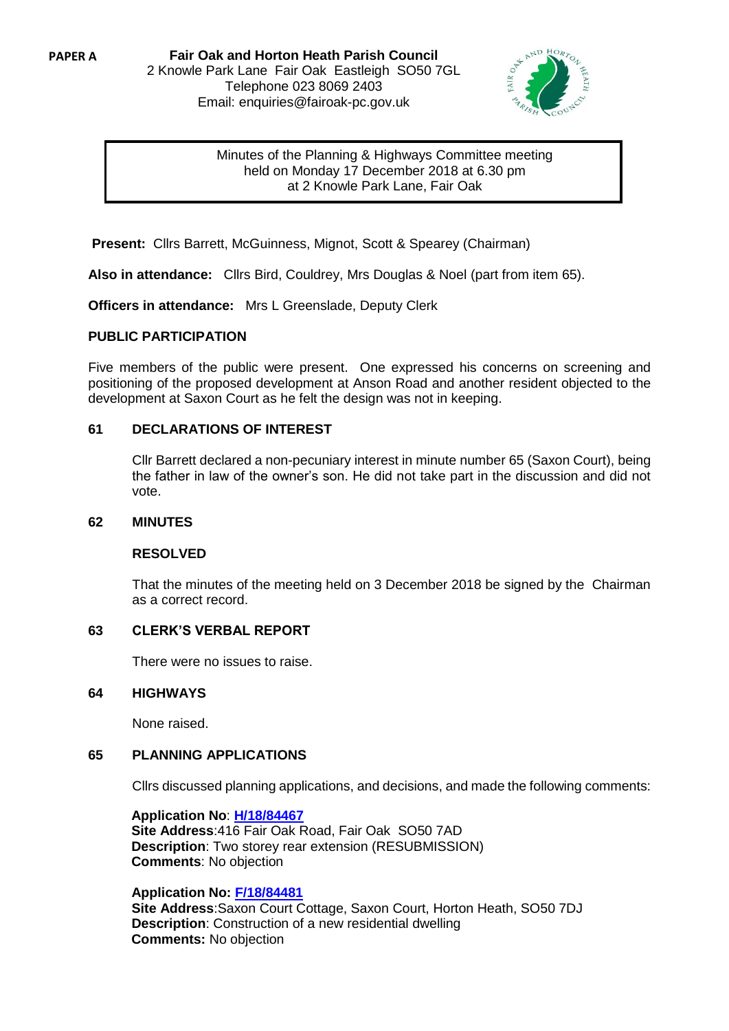**PAPER A**

**Fair Oak and Horton Heath Parish Council**
2 Knowle Park Lane Fair Oak Eastleigh SO50 7GL
Telephone 023 8069 2403
Email: enquiries@fairoak-pc.gov.uk

Minutes of the Planning & Highways Committee meeting
held on Monday 17 December 2018 at 6.30 pm
at 2 Knowle Park Lane, Fair Oak

**Present:** Cllrs Barrett, McGuinness, Mignot, Scott & Spearey (Chairman)

**Also in attendance:** Cllrs Bird, Couldrey, Mrs Douglas & Noel (part from item 65).

**Officers in attendance:** Mrs L Greenslade, Deputy Clerk

**PUBLIC PARTICIPATION**

Five members of the public were present. One expressed his concerns on screening and positioning of the proposed development at Anson Road and another resident objected to the development at Saxon Court as he felt the design was not in keeping.

**61 DECLARATIONS OF INTEREST**

Cllr Barrett declared a non-pecuniary interest in minute number 65 (Saxon Court), being the father in law of the owner's son. He did not take part in the discussion and did not vote.

**62 MINUTES**

**RESOLVED**

That the minutes of the meeting held on 3 December 2018 be signed by the Chairman as a correct record.

**63 CLERK'S VERBAL REPORT**

There were no issues to raise.

**64 HIGHWAYS**

None raised.

**65 PLANNING APPLICATIONS**

Cllrs discussed planning applications, and decisions, and made the following comments:

**Application No**: **H/18/84467**
**Site Address**:416 Fair Oak Road, Fair Oak SO50 7AD
**Description**: Two storey rear extension (RESUBMISSION)
**Comments**: No objection

**Application No: F/18/84481**
**Site Address**:Saxon Court Cottage, Saxon Court, Horton Heath, SO50 7DJ
**Description**: Construction of a new residential dwelling
**Comments:** No objection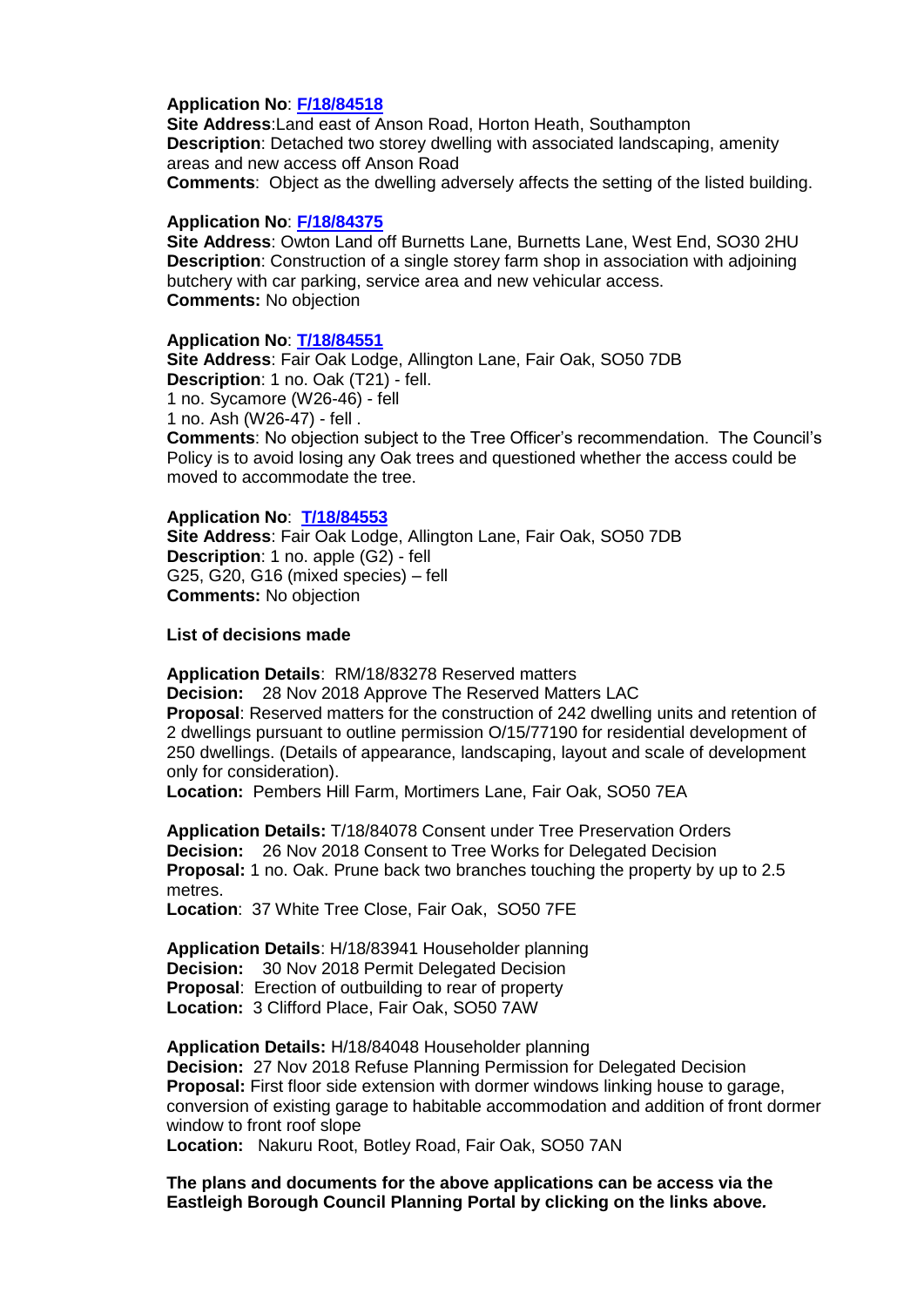**Application No**: **F/18/84518**
**Site Address**:Land east of Anson Road, Horton Heath, Southampton
**Description**: Detached two storey dwelling with associated landscaping, amenity areas and new access off Anson Road
**Comments**: Object as the dwelling adversely affects the setting of the listed building.

**Application No**: **F/18/84375**
**Site Address**: Owton Land off Burnetts Lane, Burnetts Lane, West End, SO30 2HU
**Description**: Construction of a single storey farm shop in association with adjoining butchery with car parking, service area and new vehicular access.
**Comments:** No objection

**Application No**: **T/18/84551**
**Site Address**: Fair Oak Lodge, Allington Lane, Fair Oak, SO50 7DB
**Description**: 1 no. Oak (T21) - fell.
1 no. Sycamore (W26-46) - fell
1 no. Ash (W26-47) - fell .
**Comments**: No objection subject to the Tree Officer's recommendation. The Council's Policy is to avoid losing any Oak trees and questioned whether the access could be moved to accommodate the tree.

**Application No**: **T/18/84553**
**Site Address**: Fair Oak Lodge, Allington Lane, Fair Oak, SO50 7DB
**Description**: 1 no. apple (G2) - fell
G25, G20, G16 (mixed species) – fell
**Comments:** No objection

**List of decisions made**

**Application Details**: RM/18/83278 Reserved matters
**Decision:** 28 Nov 2018 Approve The Reserved Matters LAC
**Proposal**: Reserved matters for the construction of 242 dwelling units and retention of 2 dwellings pursuant to outline permission O/15/77190 for residential development of 250 dwellings. (Details of appearance, landscaping, layout and scale of development only for consideration).
**Location:** Pembers Hill Farm, Mortimers Lane, Fair Oak, SO50 7EA

**Application Details:** T/18/84078 Consent under Tree Preservation Orders
**Decision:** 26 Nov 2018 Consent to Tree Works for Delegated Decision
**Proposal:** 1 no. Oak. Prune back two branches touching the property by up to 2.5 metres.
**Location**: 37 White Tree Close, Fair Oak, SO50 7FE

**Application Details**: H/18/83941 Householder planning
**Decision:** 30 Nov 2018 Permit Delegated Decision
**Proposal**: Erection of outbuilding to rear of property
**Location:** 3 Clifford Place, Fair Oak, SO50 7AW

**Application Details:** H/18/84048 Householder planning
**Decision:** 27 Nov 2018 Refuse Planning Permission for Delegated Decision
**Proposal:** First floor side extension with dormer windows linking house to garage, conversion of existing garage to habitable accommodation and addition of front dormer window to front roof slope
**Location:** Nakuru Root, Botley Road, Fair Oak, SO50 7AN

**The plans and documents for the above applications can be access via the Eastleigh Borough Council Planning Portal by clicking on the links above.**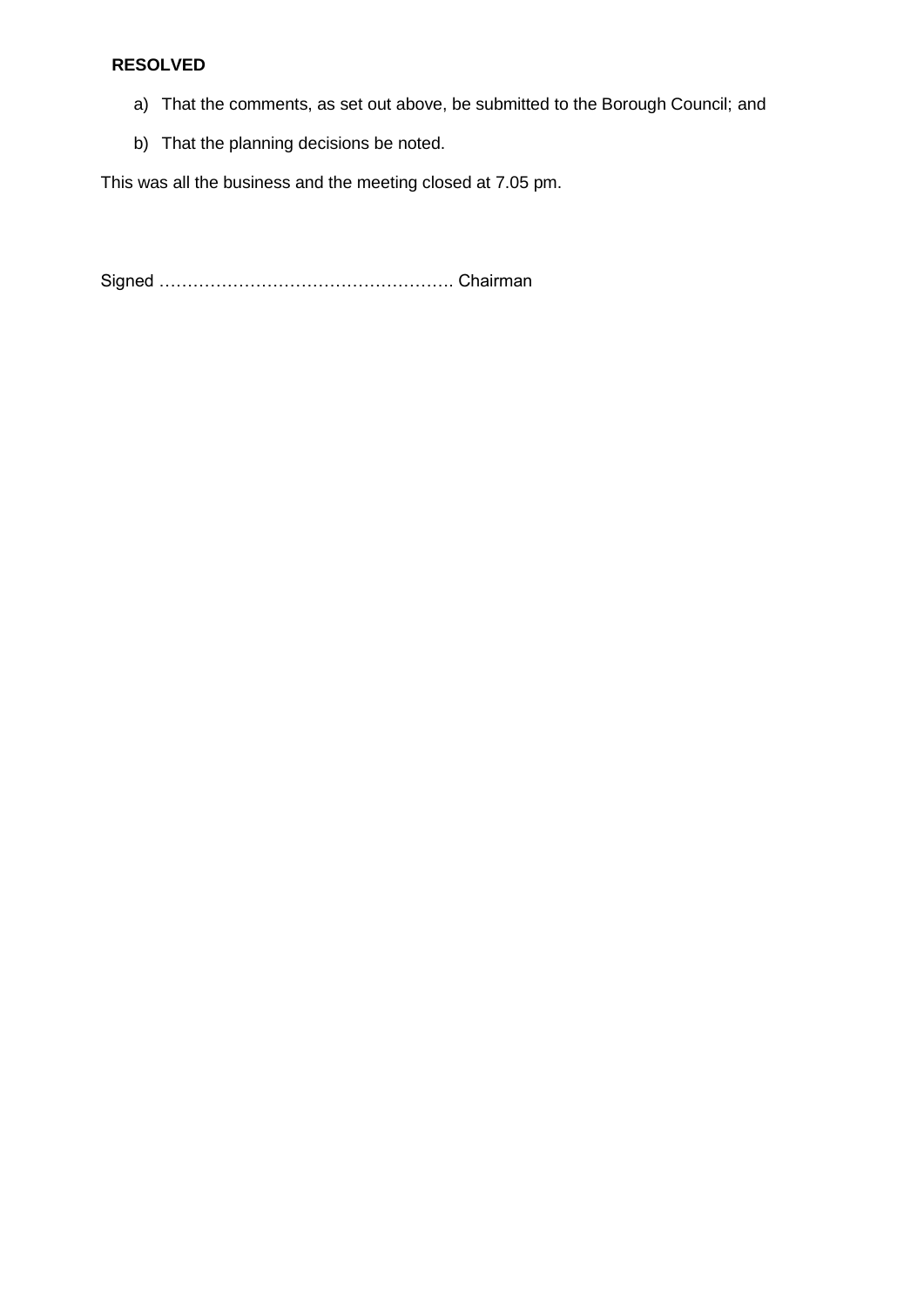**RESOLVED**

a) That the comments, as set out above, be submitted to the Borough Council; and

b) That the planning decisions be noted.

This was all the business and the meeting closed at 7.05 pm.

Signed ……………………………………………. Chairman